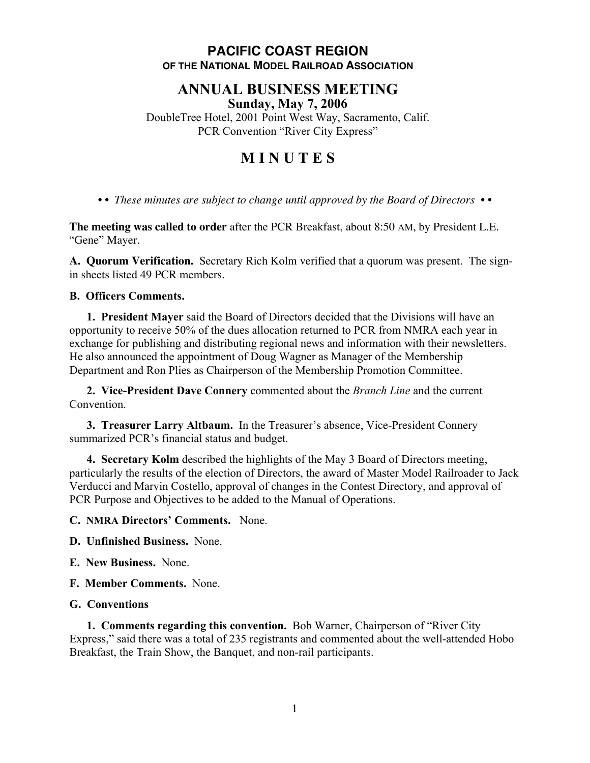# PACIFIC COAST REGION

### OF THE NATIONAL MODEL RAILROAD ASSOCIATION

## ANNUAL BUSINESS MEETING

### Sunday, May 7, 2006

DoubleTree Hotel, 2001 Point West Way, Sacramento, Calif.
PCR Convention "River City Express"

# M I N U T E S

• • *These minutes are subject to change until approved by the Board of Directors* • •

**The meeting was called to order** after the PCR Breakfast, about 8:50 AM, by President L.E. "Gene" Mayer.

**A. Quorum Verification.** Secretary Rich Kolm verified that a quorum was present. The sign-in sheets listed 49 PCR members.

**B. Officers Comments.**

**1. President Mayer** said the Board of Directors decided that the Divisions will have an opportunity to receive 50% of the dues allocation returned to PCR from NMRA each year in exchange for publishing and distributing regional news and information with their newsletters. He also announced the appointment of Doug Wagner as Manager of the Membership Department and Ron Plies as Chairperson of the Membership Promotion Committee.

**2. Vice-President Dave Connery** commented about the *Branch Line* and the current Convention.

**3. Treasurer Larry Altbaum.** In the Treasurer's absence, Vice-President Connery summarized PCR's financial status and budget.

**4. Secretary Kolm** described the highlights of the May 3 Board of Directors meeting, particularly the results of the election of Directors, the award of Master Model Railroader to Jack Verducci and Marvin Costello, approval of changes in the Contest Directory, and approval of PCR Purpose and Objectives to be added to the Manual of Operations.

**C. NMRA Directors' Comments.** None.

**D. Unfinished Business.** None.

**E. New Business.** None.

**F. Member Comments.** None.

**G. Conventions**

**1. Comments regarding this convention.** Bob Warner, Chairperson of "River City Express," said there was a total of 235 registrants and commented about the well-attended Hobo Breakfast, the Train Show, the Banquet, and non-rail participants.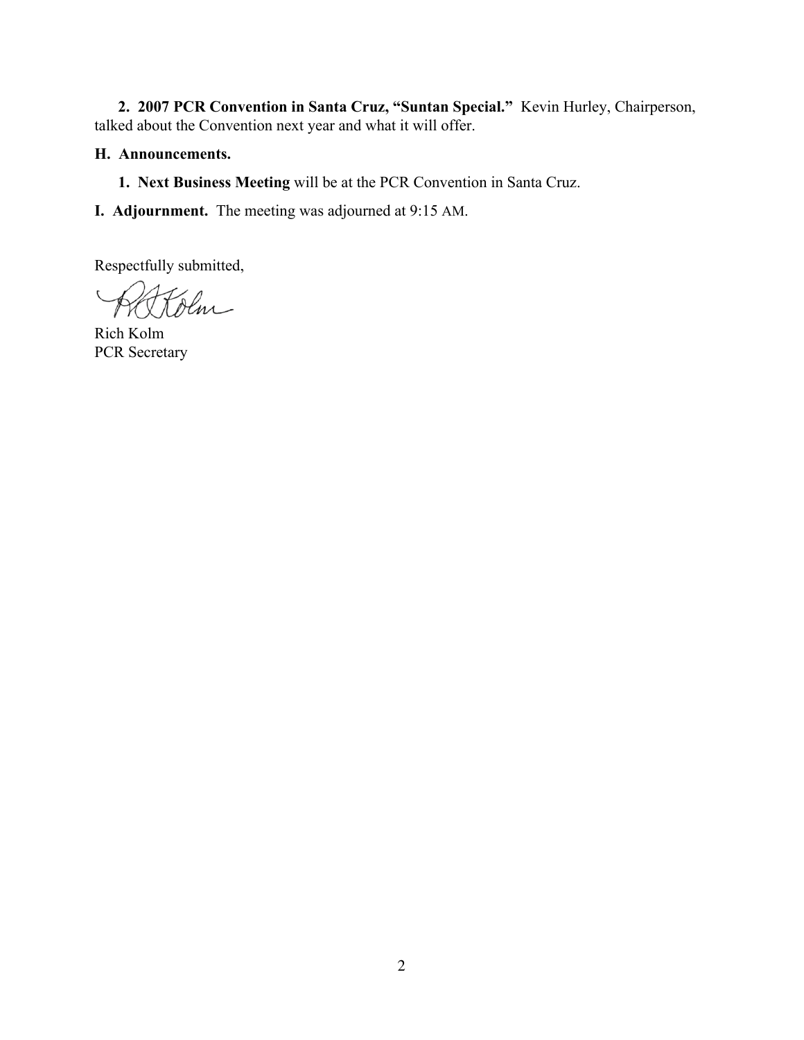**2. 2007 PCR Convention in Santa Cruz, "Suntan Special."** Kevin Hurley, Chairperson, talked about the Convention next year and what it will offer.

**H. Announcements.**

**1. Next Business Meeting** will be at the PCR Convention in Santa Cruz.

**I. Adjournment.** The meeting was adjourned at 9:15 AM.

Respectfully submitted,

Rich Kolm
PCR Secretary